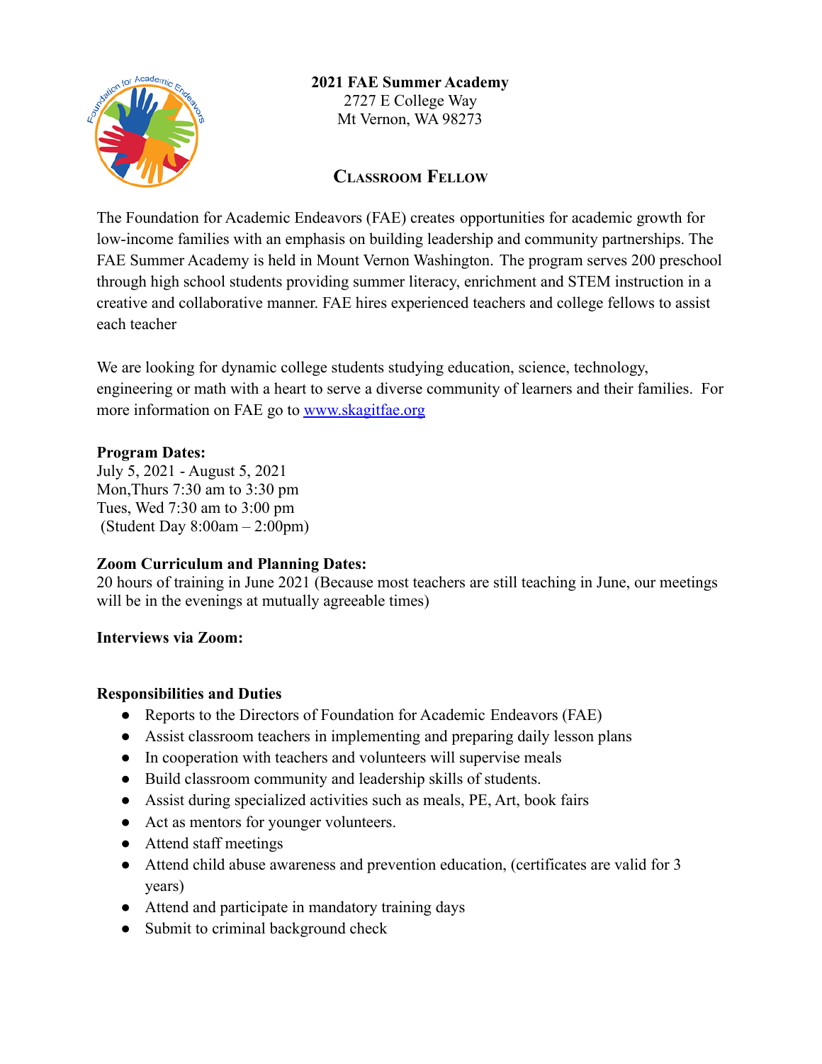**2021 FAE Summer Academy**
2727 E College Way
Mt Vernon, WA 98273

## Classroom Fellow

The Foundation for Academic Endeavors (FAE) creates opportunities for academic growth for low-income families with an emphasis on building leadership and community partnerships. The FAE Summer Academy is held in Mount Vernon Washington. The program serves 200 preschool through high school students providing summer literacy, enrichment and STEM instruction in a creative and collaborative manner. FAE hires experienced teachers and college fellows to assist each teacher

We are looking for dynamic college students studying education, science, technology, engineering or math with a heart to serve a diverse community of learners and their families. For more information on FAE go to [www.skagitfae.org](www.skagitfae.org)

**Program Dates:**
July 5, 2021 - August 5, 2021
Mon,Thurs 7:30 am to 3:30 pm
Tues, Wed 7:30 am to 3:00 pm
(Student Day 8:00am – 2:00pm)

**Zoom Curriculum and Planning Dates:**
20 hours of training in June 2021 (Because most teachers are still teaching in June, our meetings will be in the evenings at mutually agreeable times)

**Interviews via Zoom:**

**Responsibilities and Duties**

- Reports to the Directors of Foundation for Academic Endeavors (FAE)
- Assist classroom teachers in implementing and preparing daily lesson plans
- In cooperation with teachers and volunteers will supervise meals
- Build classroom community and leadership skills of students.
- Assist during specialized activities such as meals, PE, Art, book fairs
- Act as mentors for younger volunteers.
- Attend staff meetings
- Attend child abuse awareness and prevention education, (certificates are valid for 3 years)
- Attend and participate in mandatory training days
- Submit to criminal background check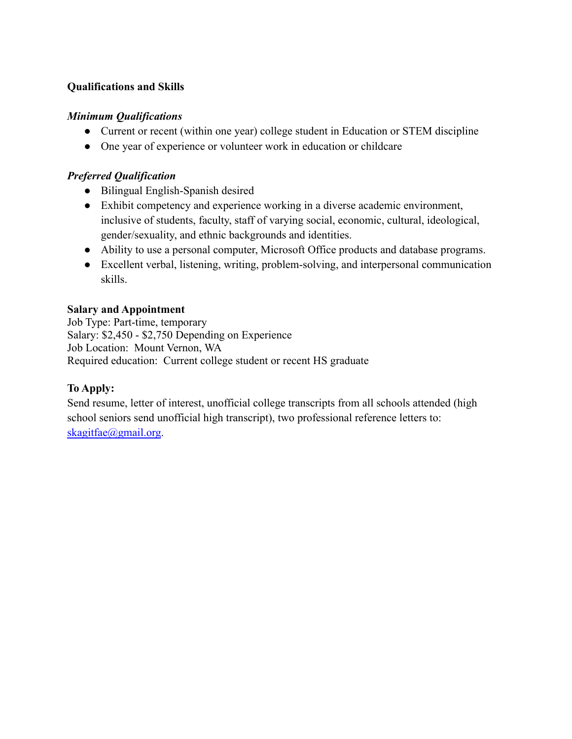**Qualifications and Skills**

***Minimum Qualifications***

- Current or recent (within one year) college student in Education or STEM discipline
- One year of experience or volunteer work in education or childcare

***Preferred Qualification***

- Bilingual English-Spanish desired
- Exhibit competency and experience working in a diverse academic environment, inclusive of students, faculty, staff of varying social, economic, cultural, ideological, gender/sexuality, and ethnic backgrounds and identities.
- Ability to use a personal computer, Microsoft Office products and database programs.
- Excellent verbal, listening, writing, problem-solving, and interpersonal communication skills.

**Salary and Appointment**

Job Type: Part-time, temporary
Salary: $2,450 - $2,750 Depending on Experience
Job Location: Mount Vernon, WA
Required education: Current college student or recent HS graduate

**To Apply:**

Send resume, letter of interest, unofficial college transcripts from all schools attended (high school seniors send unofficial high transcript), two professional reference letters to: skagitfae@gmail.org.